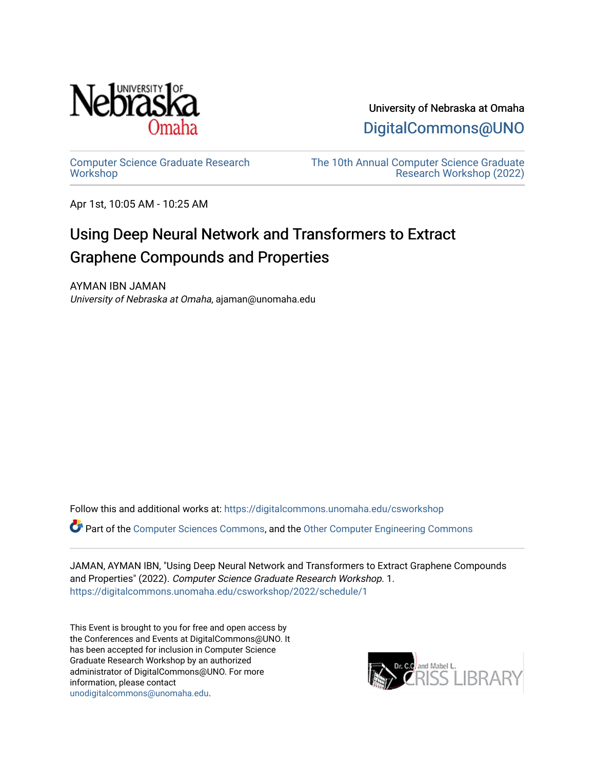University of Nebraska at Omaha

DigitalCommons@UNO

Computer Science Graduate Research Workshop

The 10th Annual Computer Science Graduate Research Workshop (2022)

Apr 1st, 10:05 AM - 10:25 AM

# Using Deep Neural Network and Transformers to Extract Graphene Compounds and Properties

AYMAN IBN JAMAN
*University of Nebraska at Omaha*, ajaman@unomaha.edu

Follow this and additional works at: https://digitalcommons.unomaha.edu/csworkshop

Part of the Computer Sciences Commons, and the Other Computer Engineering Commons

JAMAN, AYMAN IBN, "Using Deep Neural Network and Transformers to Extract Graphene Compounds and Properties" (2022). *Computer Science Graduate Research Workshop*. 1.
https://digitalcommons.unomaha.edu/csworkshop/2022/schedule/1

This Event is brought to you for free and open access by the Conferences and Events at DigitalCommons@UNO. It has been accepted for inclusion in Computer Science Graduate Research Workshop by an authorized administrator of DigitalCommons@UNO. For more information, please contact unodigitalcommons@unomaha.edu.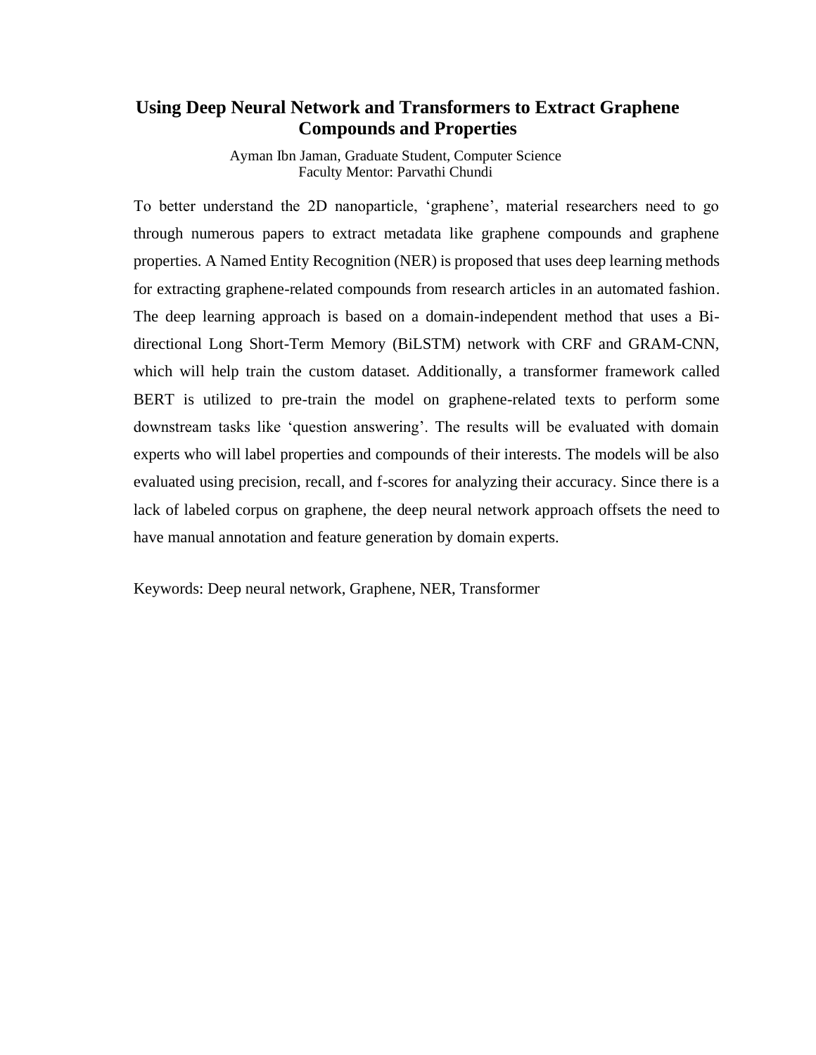# Using Deep Neural Network and Transformers to Extract Graphene Compounds and Properties

Ayman Ibn Jaman, Graduate Student, Computer Science
Faculty Mentor: Parvathi Chundi

To better understand the 2D nanoparticle, 'graphene', material researchers need to go through numerous papers to extract metadata like graphene compounds and graphene properties. A Named Entity Recognition (NER) is proposed that uses deep learning methods for extracting graphene-related compounds from research articles in an automated fashion. The deep learning approach is based on a domain-independent method that uses a Bi-directional Long Short-Term Memory (BiLSTM) network with CRF and GRAM-CNN, which will help train the custom dataset. Additionally, a transformer framework called BERT is utilized to pre-train the model on graphene-related texts to perform some downstream tasks like 'question answering'. The results will be evaluated with domain experts who will label properties and compounds of their interests. The models will be also evaluated using precision, recall, and f-scores for analyzing their accuracy. Since there is a lack of labeled corpus on graphene, the deep neural network approach offsets the need to have manual annotation and feature generation by domain experts.

Keywords: Deep neural network, Graphene, NER, Transformer